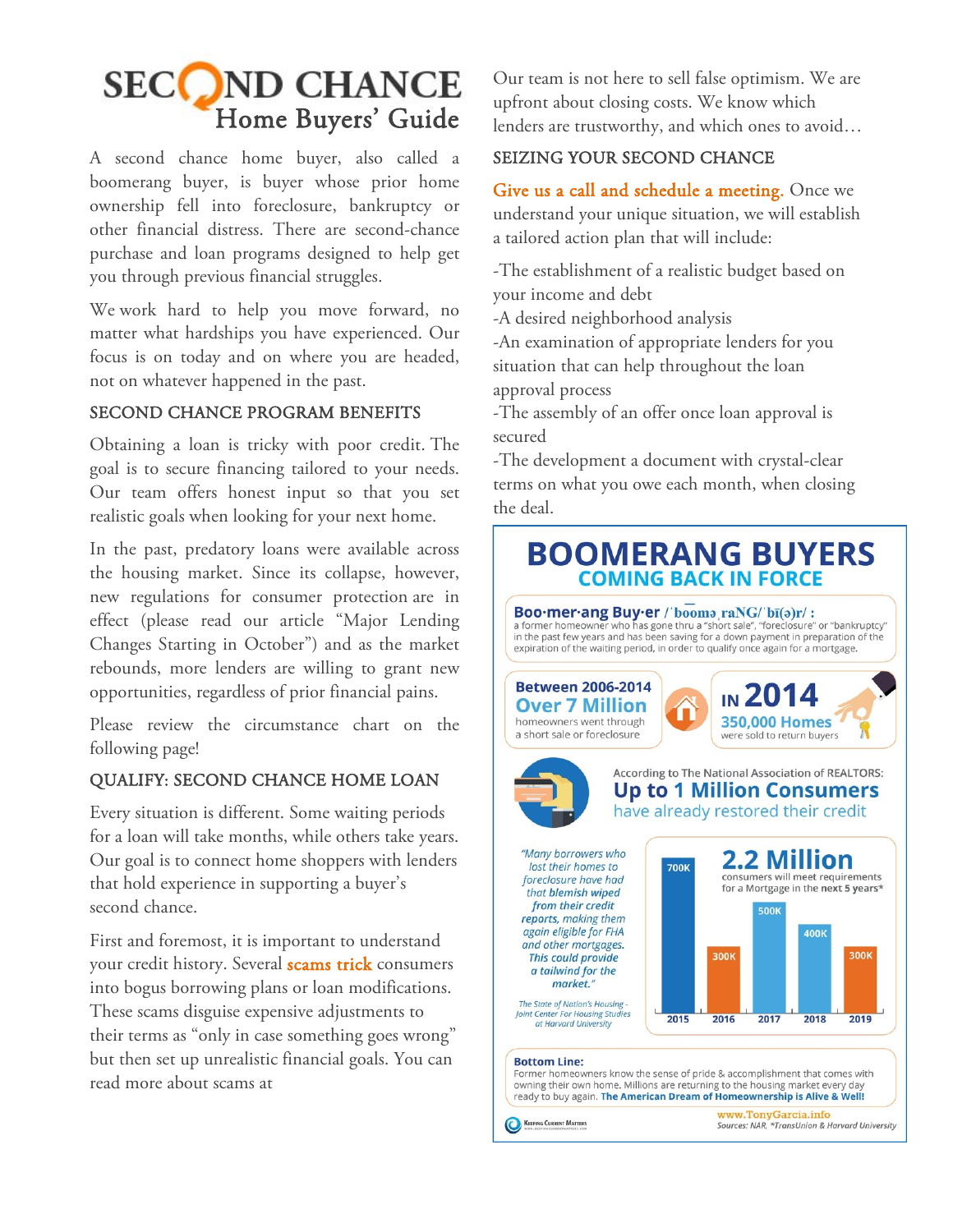# SECOND CHANCE
## Home Buyers' Guide

A second chance home buyer, also called a boomerang buyer, is buyer whose prior home ownership fell into foreclosure, bankruptcy or other financial distress. There are second-chance purchase and loan programs designed to help get you through previous financial struggles.

We work hard to help you move forward, no matter what hardships you have experienced. Our focus is on today and on where you are headed, not on whatever happened in the past.

### SECOND CHANCE PROGRAM BENEFITS

Obtaining a loan is tricky with poor credit. The goal is to secure financing tailored to your needs. Our team offers honest input so that you set realistic goals when looking for your next home.

In the past, predatory loans were available across the housing market. Since its collapse, however, new regulations for consumer protection are in effect (please read our article "Major Lending Changes Starting in October") and as the market rebounds, more lenders are willing to grant new opportunities, regardless of prior financial pains.

Please review the circumstance chart on the following page!

### QUALIFY: SECOND CHANCE HOME LOAN

Every situation is different. Some waiting periods for a loan will take months, while others take years. Our goal is to connect home shoppers with lenders that hold experience in supporting a buyer's second chance.

First and foremost, it is important to understand your credit history. Several scams trick consumers into bogus borrowing plans or loan modifications. These scams disguise expensive adjustments to their terms as "only in case something goes wrong" but then set up unrealistic financial goals. You can read more about scams at

Our team is not here to sell false optimism. We are upfront about closing costs. We know which lenders are trustworthy, and which ones to avoid…

### SEIZING YOUR SECOND CHANCE

Give us a call and schedule a meeting. Once we understand your unique situation, we will establish a tailored action plan that will include:

-The establishment of a realistic budget based on your income and debt
-A desired neighborhood analysis
-An examination of appropriate lenders for you situation that can help throughout the loan approval process
-The assembly of an offer once loan approval is secured
-The development a document with crystal-clear terms on what you owe each month, when closing the deal.

## BOOMERANG BUYERS
### COMING BACK IN FORCE

**Boo·mer·ang Buy·er** /ˈboomə̄ˌraNG/ˈbī(ə)r/ : a former homeowner who has gone thru a "short sale", "foreclosure" or "bankruptcy" in the past few years and has been saving for a down payment in preparation of the expiration of the waiting period, in order to qualify once again for a mortgage.

**Between 2006-2014 Over 7 Million** homeowners went through a short sale or foreclosure

**IN 2014 350,000 Homes** were sold to return buyers

According to The National Association of REALTORS: **Up to 1 Million Consumers** have already restored their credit

*"Many borrowers who lost their homes to foreclosure have had that blemish wiped from their credit reports, making them again eligible for FHA and other mortgages. This could provide a tailwind for the market."*

*The State of Nation's Housing - Joint Center For Housing Studies at Harvard University*

**2.2 Million** consumers will meet requirements for a Mortgage in the next 5 years*

| Year | Consumers |
|---|---|
| 2015 | 700K |
| 2016 | 300K |
| 2017 | 500K |
| 2018 | 400K |
| 2019 | 300K |

**Bottom Line:**
Former homeowners know the sense of pride & accomplishment that comes with owning their own home. Millions are returning to the housing market every day ready to buy again. **The American Dream of Homeownership is Alive & Well!**

Keeping Current Matters

www.TonyGarcia.info
Sources: NAR, *TransUnion & Harvard University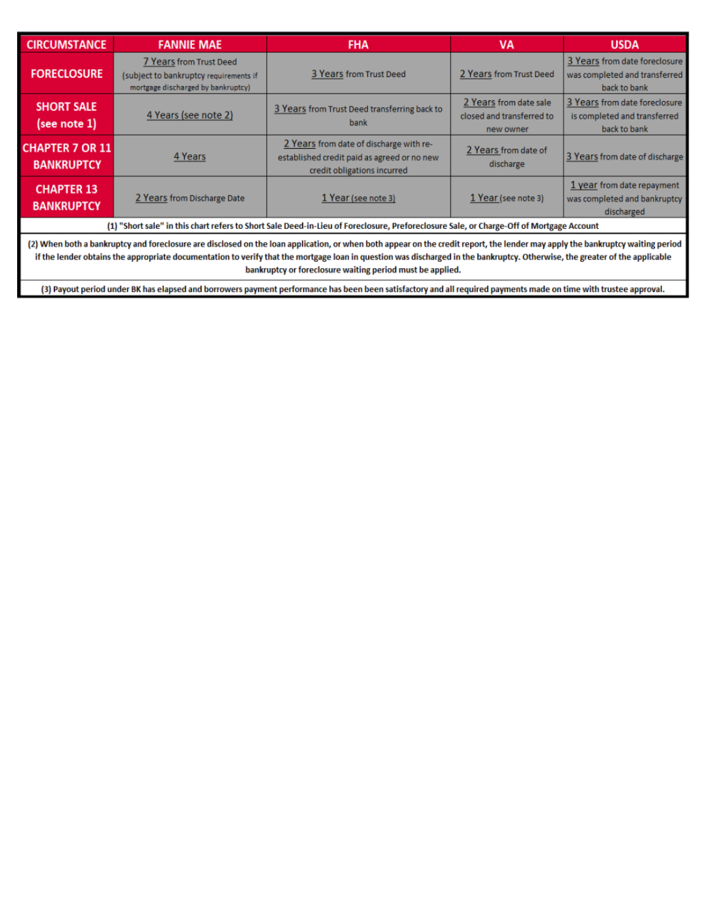| CIRCUMSTANCE | FANNIE MAE | FHA | VA | USDA |
|---|---|---|---|---|
| FORECLOSURE | 7 Years from Trust Deed (subject to bankruptcy requirements if mortgage discharged by bankruptcy) | 3 Years from Trust Deed | 2 Years from Trust Deed | 3 Years from date foreclosure was completed and transferred back to bank |
| SHORT SALE (see note 1) | 4 Years (see note 2) | 3 Years from Trust Deed transferring back to bank | 2 Years from date sale closed and transferred to new owner | 3 Years from date foreclosure is completed and transferred back to bank |
| CHAPTER 7 OR 11 BANKRUPTCY | 4 Years | 2 Years from date of discharge with re-established credit paid as agreed or no new credit obligations incurred | 2 Years from date of discharge | 3 Years from date of discharge |
| CHAPTER 13 BANKRUPTCY | 2 Years from Discharge Date | 1 Year (see note 3) | 1 Year (see note 3) | 1 year from date repayment was completed and bankruptcy discharged |

**(1) "Short sale" in this chart refers to Short Sale Deed-in-Lieu of Foreclosure, Preforeclosure Sale, or Charge-Off of Mortgage Account**

**(2) When both a bankruptcy and foreclosure are disclosed on the loan application, or when both appear on the credit report, the lender may apply the bankruptcy waiting period if the lender obtains the appropriate documentation to verify that the mortgage loan in question was discharged in the bankruptcy. Otherwise, the greater of the applicable bankruptcy or foreclosure waiting period must be applied.**

**(3) Payout period under BK has elapsed and borrowers payment performance has been been satisfactory and all required payments made on time with trustee approval.**